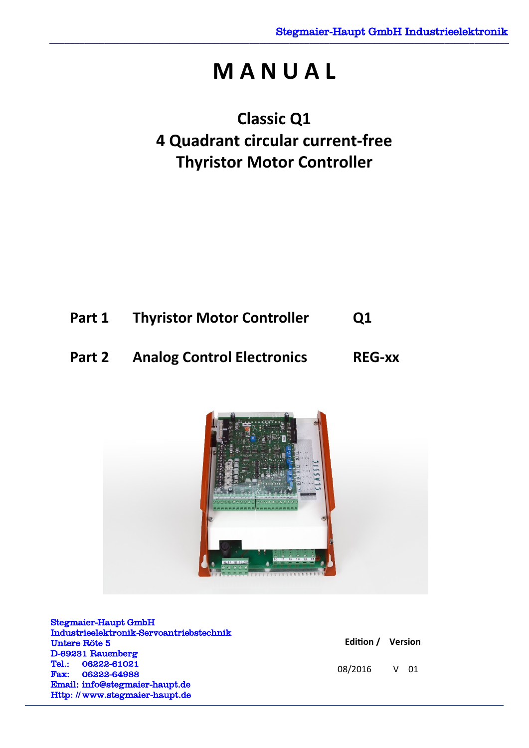# MANUAL

## Classic Q1
## 4 Quadrant circular current-free
## Thyristor Motor Controller

| | | |
|---|---|---|
| **Part 1** | **Thyristor Motor Controller** | **Q1** |
| **Part 2** | **Analog Control Electronics** | **REG-xx** |

Stegmaier-Haupt GmbH
Industrieelektronik-Servoantriebstechnik
Untere Röte 5
D-69231 Rauenberg
Tel.: 06222-61021
Fax: 06222-64988
Email: info@stegmaier-haupt.de
Http: // www.stegmaier-haupt.de

| **Edition /** | **Version** |
|---|---|
| 08/2016 | V 01 |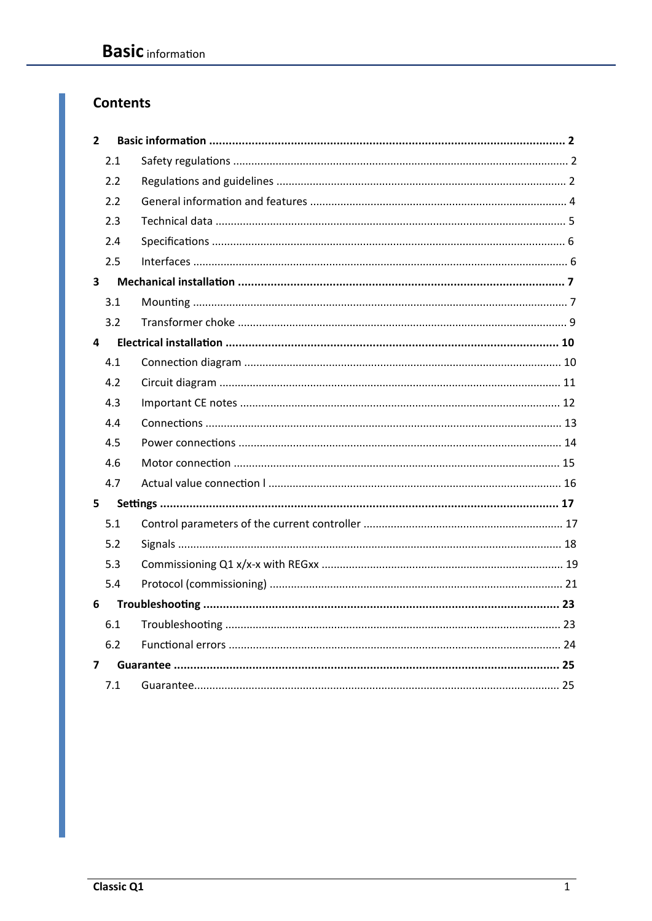## Contents

| | | |
|---|---|---|
| **2** | **Basic information** | **2** |
| 2.1 | Safety regulations | 2 |
| 2.2 | Regulations and guidelines | 2 |
| 2.2 | General information and features | 4 |
| 2.3 | Technical data | 5 |
| 2.4 | Specifications | 6 |
| 2.5 | Interfaces | 6 |
| **3** | **Mechanical installation** | **7** |
| 3.1 | Mounting | 7 |
| 3.2 | Transformer choke | 9 |
| **4** | **Electrical installation** | **10** |
| 4.1 | Connection diagram | 10 |
| 4.2 | Circuit diagram | 11 |
| 4.3 | Important CE notes | 12 |
| 4.4 | Connections | 13 |
| 4.5 | Power connections | 14 |
| 4.6 | Motor connection | 15 |
| 4.7 | Actual value connection l | 16 |
| **5** | **Settings** | **17** |
| 5.1 | Control parameters of the current controller | 17 |
| 5.2 | Signals | 18 |
| 5.3 | Commissioning Q1 x/x-x with REGxx | 19 |
| 5.4 | Protocol (commissioning) | 21 |
| **6** | **Troubleshooting** | **23** |
| 6.1 | Troubleshooting | 23 |
| 6.2 | Functional errors | 24 |
| **7** | **Guarantee** | **25** |
| 7.1 | Guarantee | 25 |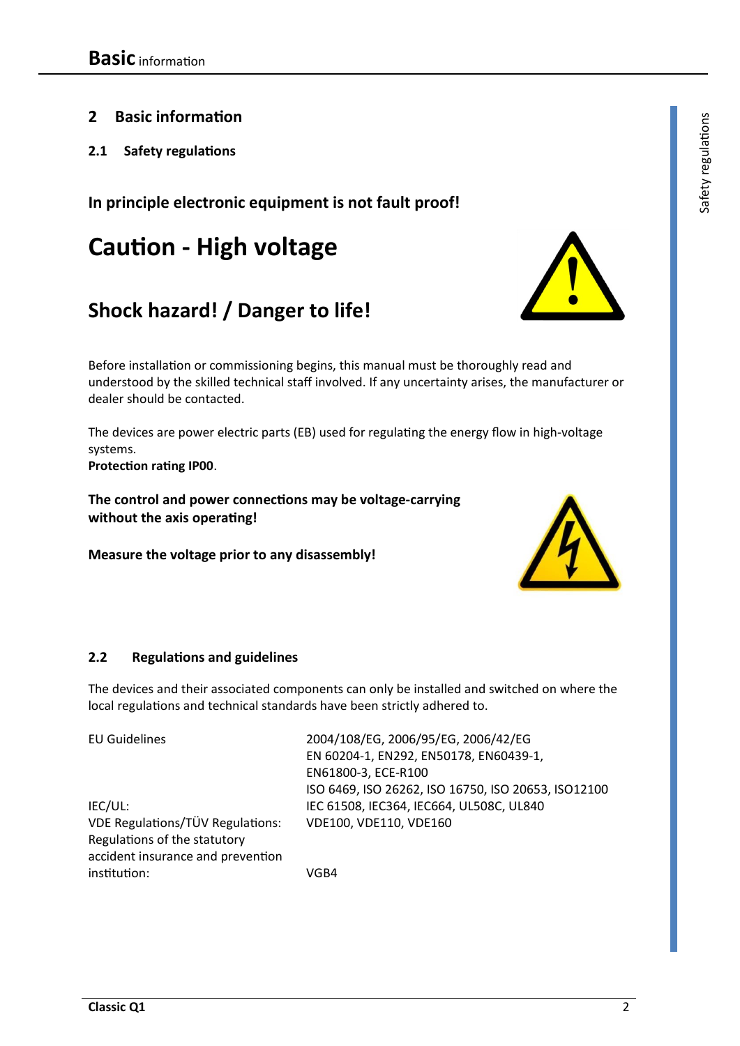## 2 Basic information

### 2.1 Safety regulations

**In principle electronic equipment is not fault proof!**

# Caution - High voltage

## Shock hazard! / Danger to life!

Before installation or commissioning begins, this manual must be thoroughly read and understood by the skilled technical staff involved. If any uncertainty arises, the manufacturer or dealer should be contacted.

The devices are power electric parts (EB) used for regulating the energy flow in high-voltage systems.
**Protection rating IP00**.

**The control and power connections may be voltage-carrying without the axis operating!**

**Measure the voltage prior to any disassembly!**

### 2.2 Regulations and guidelines

The devices and their associated components can only be installed and switched on where the local regulations and technical standards have been strictly adhered to.

| | |
|---|---|
| EU Guidelines | 2004/108/EG, 2006/95/EG, 2006/42/EG<br>EN 60204-1, EN292, EN50178, EN60439-1,<br>EN61800-3, ECE-R100<br>ISO 6469, ISO 26262, ISO 16750, ISO 20653, ISO12100 |
| IEC/UL: | IEC 61508, IEC364, IEC664, UL508C, UL840 |
| VDE Regulations/TÜV Regulations: | VDE100, VDE110, VDE160 |
| Regulations of the statutory accident insurance and prevention institution: | VGB4 |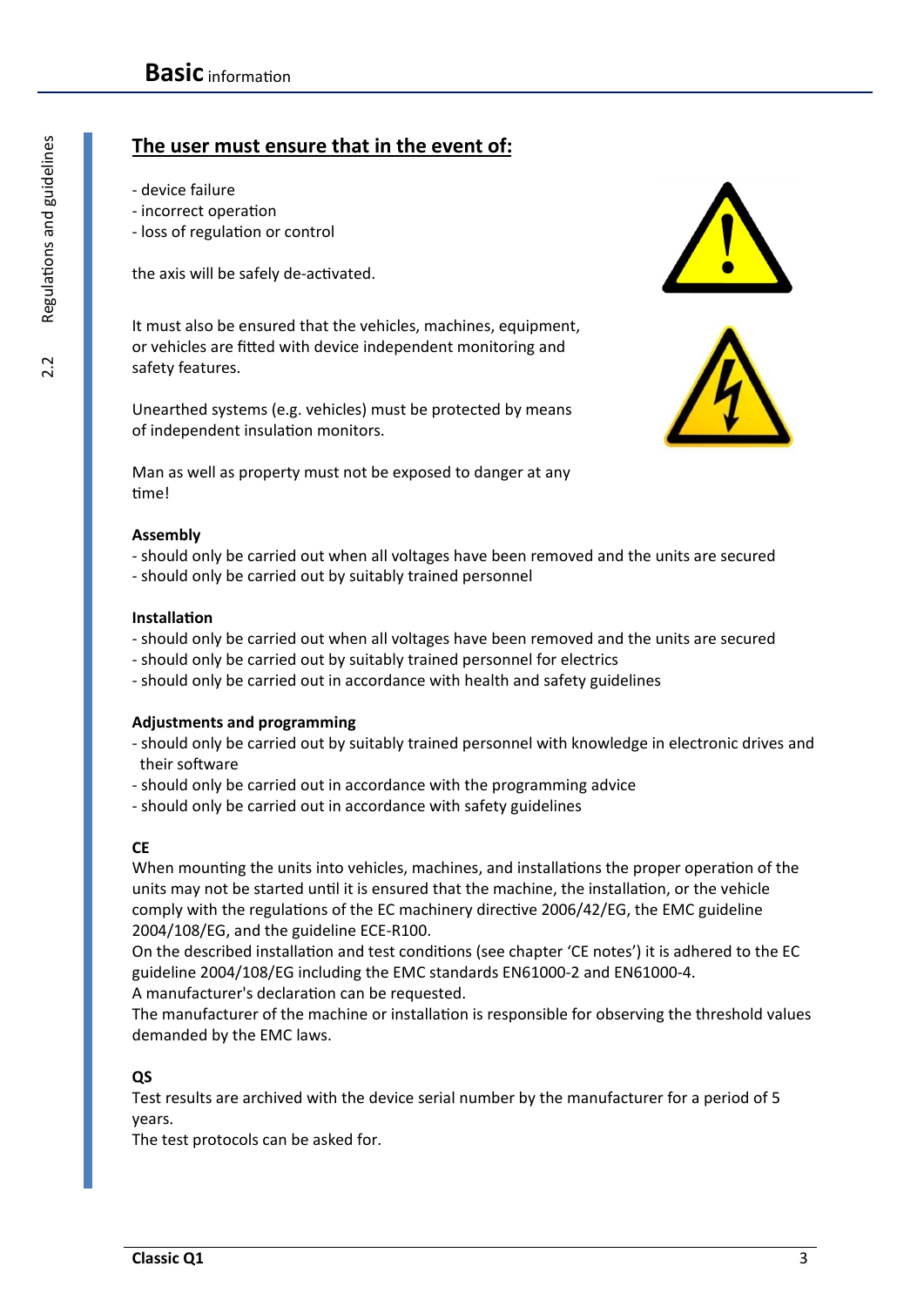## The user must ensure that in the event of:

- device failure
- incorrect operation
- loss of regulation or control

the axis will be safely de-activated.

It must also be ensured that the vehicles, machines, equipment, or vehicles are fitted with device independent monitoring and safety features.

Unearthed systems (e.g. vehicles) must be protected by means of independent insulation monitors.

Man as well as property must not be exposed to danger at any time!

**Assembly**
- should only be carried out when all voltages have been removed and the units are secured
- should only be carried out by suitably trained personnel

**Installation**
- should only be carried out when all voltages have been removed and the units are secured
- should only be carried out by suitably trained personnel for electrics
- should only be carried out in accordance with health and safety guidelines

**Adjustments and programming**
- should only be carried out by suitably trained personnel with knowledge in electronic drives and their software
- should only be carried out in accordance with the programming advice
- should only be carried out in accordance with safety guidelines

**CE**

When mounting the units into vehicles, machines, and installations the proper operation of the units may not be started until it is ensured that the machine, the installation, or the vehicle comply with the regulations of the EC machinery directive 2006/42/EG, the EMC guideline 2004/108/EG, and the guideline ECE-R100.
On the described installation and test conditions (see chapter 'CE notes') it is adhered to the EC guideline 2004/108/EG including the EMC standards EN61000-2 and EN61000-4.
A manufacturer's declaration can be requested.
The manufacturer of the machine or installation is responsible for observing the threshold values demanded by the EMC laws.

**QS**

Test results are archived with the device serial number by the manufacturer for a period of 5 years.
The test protocols can be asked for.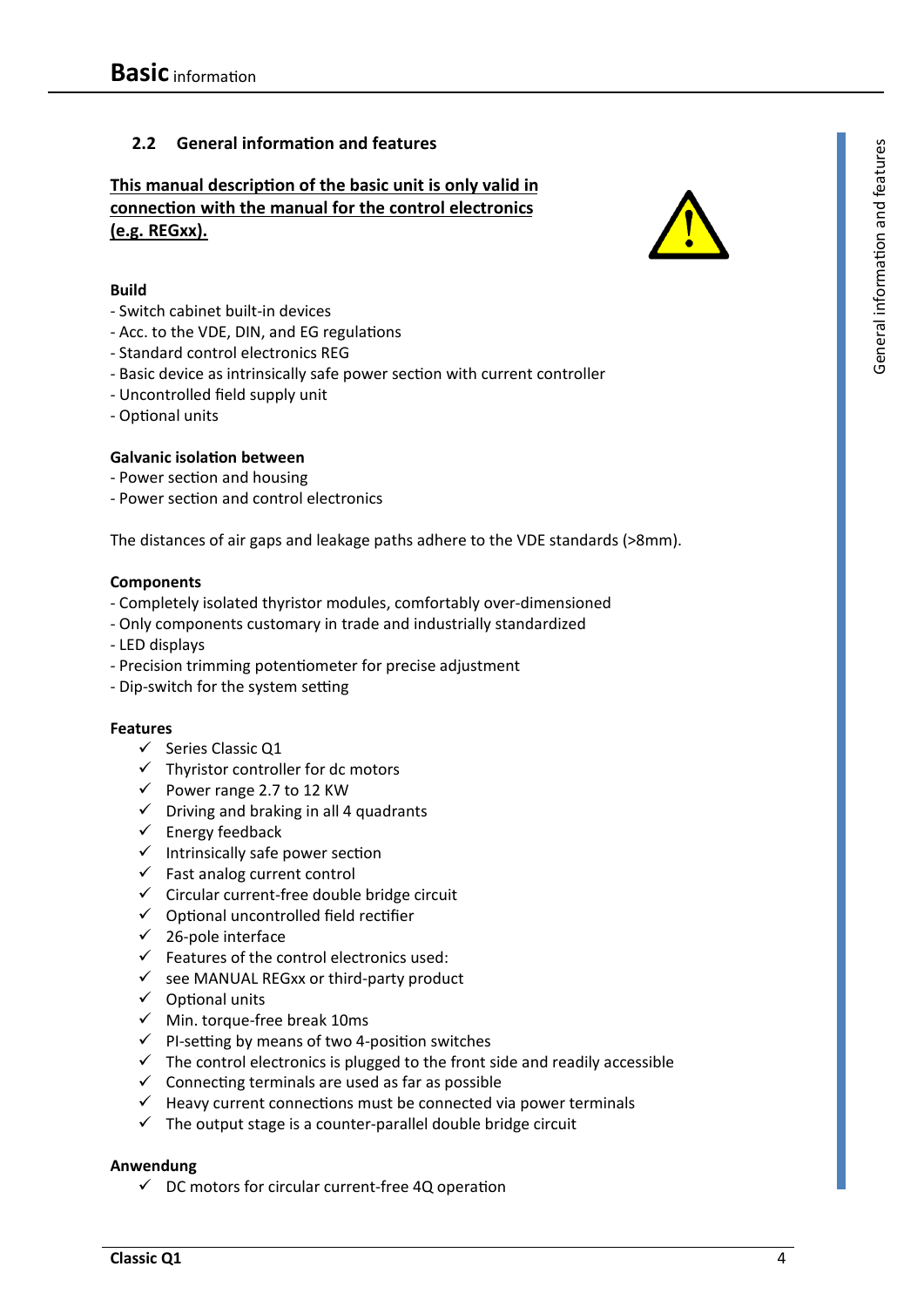## 2.2 General information and features

**<u>This manual description of the basic unit is only valid in connection with the manual for the control electronics (e.g. REGxx).</u>**

**Build**

- Switch cabinet built-in devices
- Acc. to the VDE, DIN, and EG regulations
- Standard control electronics REG
- Basic device as intrinsically safe power section with current controller
- Uncontrolled field supply unit
- Optional units

**Galvanic isolation between**

- Power section and housing
- Power section and control electronics

The distances of air gaps and leakage paths adhere to the VDE standards (>8mm).

**Components**

- Completely isolated thyristor modules, comfortably over-dimensioned
- Only components customary in trade and industrially standardized
- LED displays
- Precision trimming potentiometer for precise adjustment
- Dip-switch for the system setting

**Features**

- ✓ Series Classic Q1
- ✓ Thyristor controller for dc motors
- ✓ Power range 2.7 to 12 KW
- ✓ Driving and braking in all 4 quadrants
- ✓ Energy feedback
- ✓ Intrinsically safe power section
- ✓ Fast analog current control
- ✓ Circular current-free double bridge circuit
- ✓ Optional uncontrolled field rectifier
- ✓ 26-pole interface
- ✓ Features of the control electronics used:
- ✓ see MANUAL REGxx or third-party product
- ✓ Optional units
- ✓ Min. torque-free break 10ms
- ✓ PI-setting by means of two 4-position switches
- ✓ The control electronics is plugged to the front side and readily accessible
- ✓ Connecting terminals are used as far as possible
- ✓ Heavy current connections must be connected via power terminals
- ✓ The output stage is a counter-parallel double bridge circuit

**Anwendung**

- ✓ DC motors for circular current-free 4Q operation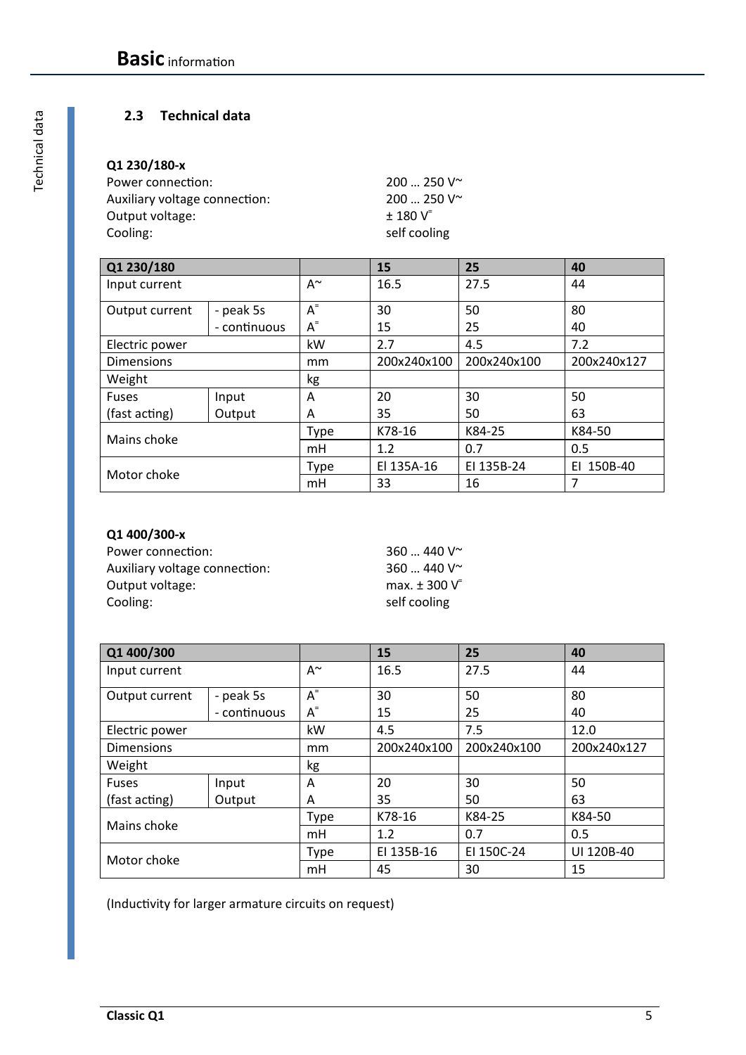## 2.3 Technical data

**Q1 230/180-x**

Power connection: 200 … 250 V~
Auxiliary voltage connection: 200 … 250 V~
Output voltage: ± 180 V⎓
Cooling: self cooling

| Q1 230/180 | | | 15 | 25 | 40 |
|---|---|---|---|---|---|
| Input current | | A~ | 16.5 | 27.5 | 44 |
| Output current | - peak 5s | A⎓ | 30 | 50 | 80 |
| | - continuous | A⎓ | 15 | 25 | 40 |
| Electric power | | kW | 2.7 | 4.5 | 7.2 |
| Dimensions | | mm | 200x240x100 | 200x240x100 | 200x240x127 |
| Weight | | kg | | | |
| Fuses | Input | A | 20 | 30 | 50 |
| (fast acting) | Output | A | 35 | 50 | 63 |
| Mains choke | | Type | K78-16 | K84-25 | K84-50 |
| | | mH | 1.2 | 0.7 | 0.5 |
| Motor choke | | Type | EI 135A-16 | EI 135B-24 | EI 150B-40 |
| | | mH | 33 | 16 | 7 |

**Q1 400/300-x**

Power connection: 360 … 440 V~
Auxiliary voltage connection: 360 … 440 V~
Output voltage: max. ± 300 V⎓
Cooling: self cooling

| Q1 400/300 | | | 15 | 25 | 40 |
|---|---|---|---|---|---|
| Input current | | A~ | 16.5 | 27.5 | 44 |
| Output current | - peak 5s | A⎓ | 30 | 50 | 80 |
| | - continuous | A⎓ | 15 | 25 | 40 |
| Electric power | | kW | 4.5 | 7.5 | 12.0 |
| Dimensions | | mm | 200x240x100 | 200x240x100 | 200x240x127 |
| Weight | | kg | | | |
| Fuses | Input | A | 20 | 30 | 50 |
| (fast acting) | Output | A | 35 | 50 | 63 |
| Mains choke | | Type | K78-16 | K84-25 | K84-50 |
| | | mH | 1.2 | 0.7 | 0.5 |
| Motor choke | | Type | EI 135B-16 | EI 150C-24 | UI 120B-40 |
| | | mH | 45 | 30 | 15 |

(Inductivity for larger armature circuits on request)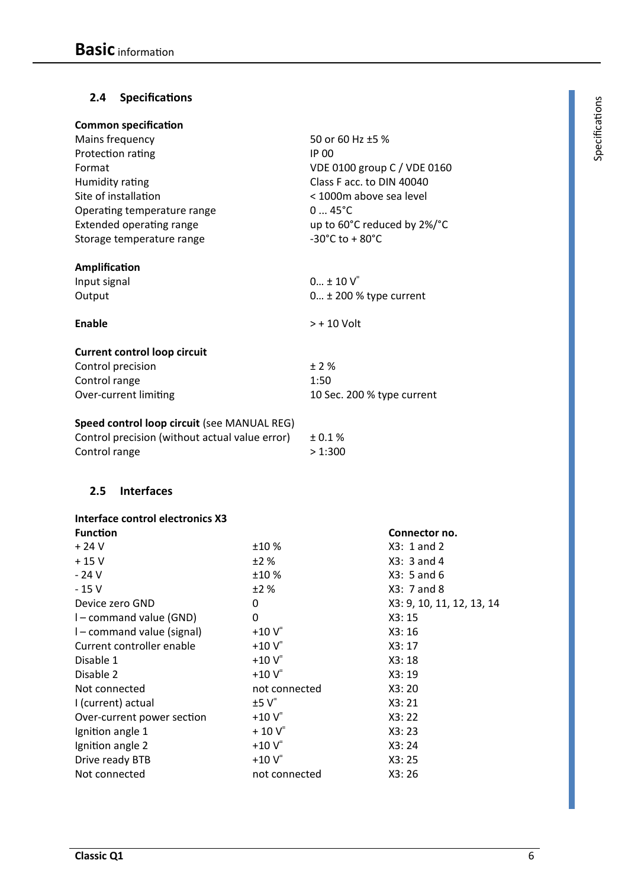## 2.4 Specifications

| **Common specification** | |
|---|---|
| Mains frequency | 50 or 60 Hz ±5 % |
| Protection rating | IP 00 |
| Format | VDE 0100 group C / VDE 0160 |
| Humidity rating | Class F acc. to DIN 40040 |
| Site of installation | < 1000m above sea level |
| Operating temperature range | 0 ... 45°C |
| Extended operating range | up to 60°C reduced by 2%/°C |
| Storage temperature range | -30°C to + 80°C |
| **Amplification** | |
| Input signal | 0... ± 10 V⎓ |
| Output | 0... ± 200 % type current |
| **Enable** | > + 10 Volt |
| **Current control loop circuit** | |
| Control precision | ± 2 % |
| Control range | 1:50 |
| Over-current limiting | 10 Sec. 200 % type current |
| **Speed control loop circuit** (see MANUAL REG) | |
| Control precision (without actual value error) | ± 0.1 % |
| Control range | > 1:300 |

## 2.5 Interfaces

**Interface control electronics X3**

| **Function** | | **Connector no.** |
|---|---|---|
| + 24 V | ±10 % | X3: 1 and 2 |
| + 15 V | ±2 % | X3: 3 and 4 |
| - 24 V | ±10 % | X3: 5 and 6 |
| - 15 V | ±2 % | X3: 7 and 8 |
| Device zero GND | 0 | X3: 9, 10, 11, 12, 13, 14 |
| I – command value (GND) | 0 | X3: 15 |
| I – command value (signal) | +10 V⎓ | X3: 16 |
| Current controller enable | +10 V⎓ | X3: 17 |
| Disable 1 | +10 V⎓ | X3: 18 |
| Disable 2 | +10 V⎓ | X3: 19 |
| Not connected | not connected | X3: 20 |
| I (current) actual | ±5 V⎓ | X3: 21 |
| Over-current power section | +10 V⎓ | X3: 22 |
| Ignition angle 1 | + 10 V⎓ | X3: 23 |
| Ignition angle 2 | +10 V⎓ | X3: 24 |
| Drive ready BTB | +10 V⎓ | X3: 25 |
| Not connected | not connected | X3: 26 |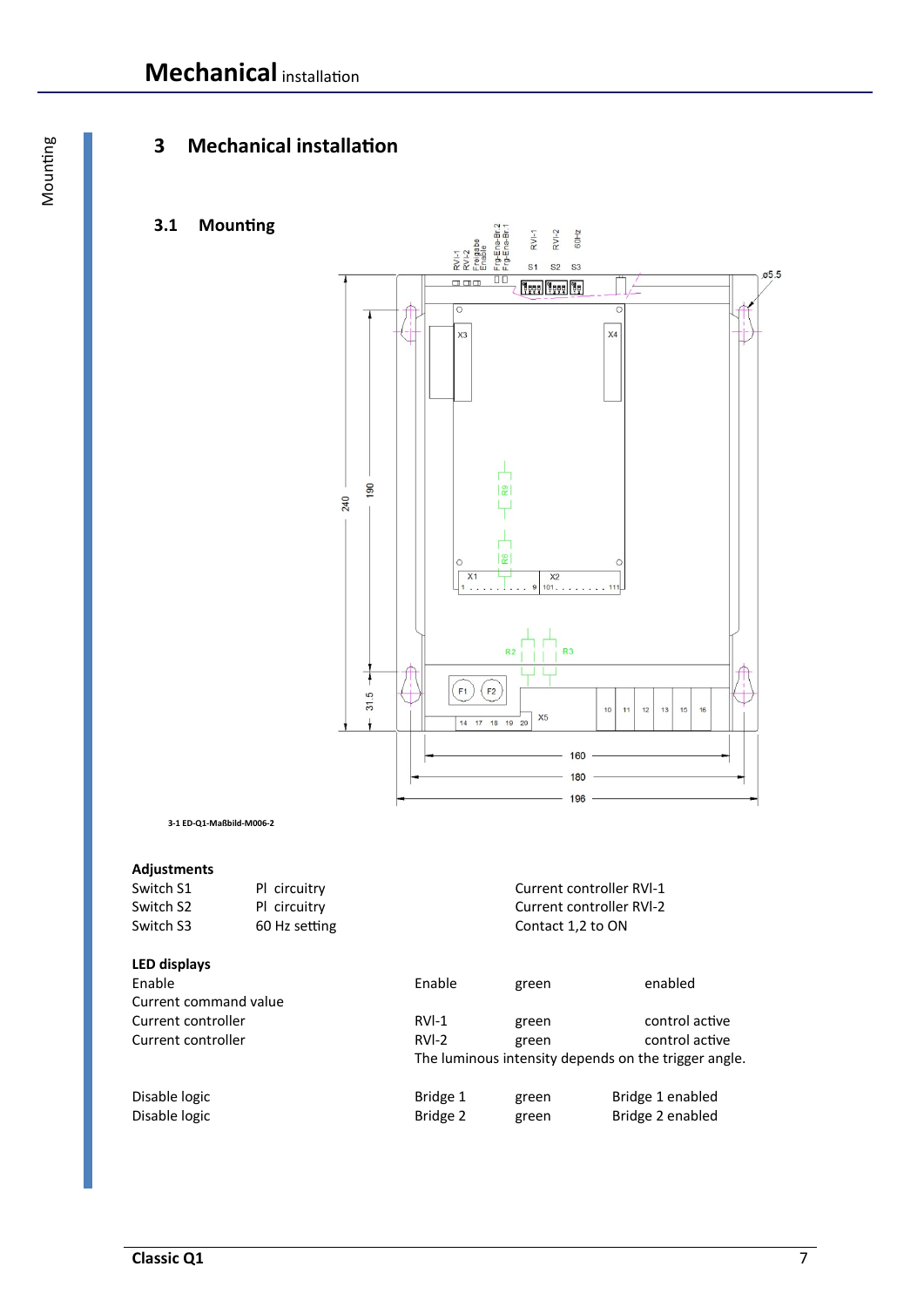# 3 Mechanical installation

## 3.1 Mounting

3-1 ED-Q1-Maßbild-M006-2

**Adjustments**

| | | |
|---|---|---|
| Switch S1 | PI circuitry | Current controller RVI-1 |
| Switch S2 | PI circuitry | Current controller RVI-2 |
| Switch S3 | 60 Hz setting | Contact 1,2 to ON |

**LED displays**

| | | | |
|---|---|---|---|
| Enable | Enable | green | enabled |
| Current command value | | | |
| Current controller | RVI-1 | green | control active |
| Current controller | RVI-2 | green | control active |
| | The luminous intensity depends on the trigger angle. | | |
| Disable logic | Bridge 1 | green | Bridge 1 enabled |
| Disable logic | Bridge 2 | green | Bridge 2 enabled |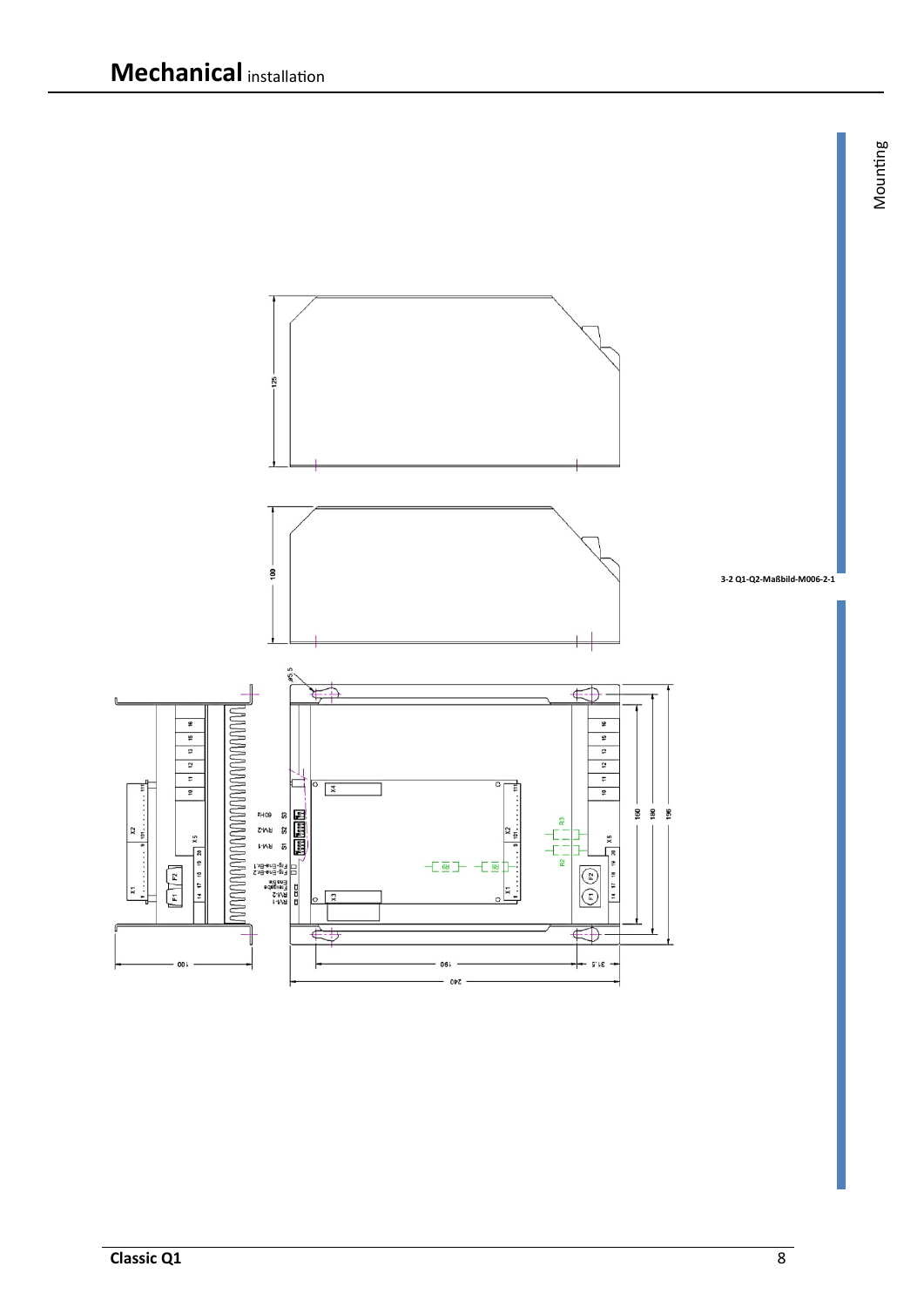# **Mechanical** installation

Mounting

3-2 Q1-Q2-Maßbild-M006-2-1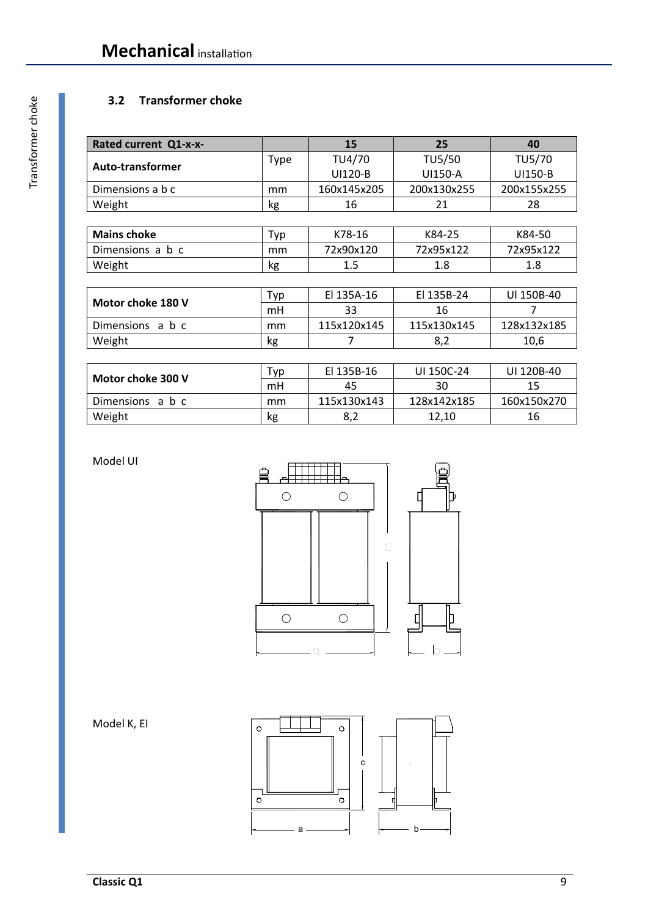### 3.2 Transformer choke

| Rated current Q1-x-x- | | 15 | 25 | 40 |
|---|---|---|---|---|
| **Auto-transformer** | Type | TU4/70<br>UI120-B | TU5/50<br>UI150-A | TU5/70<br>UI150-B |
| Dimensions a b c | mm | 160x145x205 | 200x130x255 | 200x155x255 |
| Weight | kg | 16 | 21 | 28 |

| **Mains choke** | Typ | K78-16 | K84-25 | K84-50 |
|---|---|---|---|---|
| Dimensions a b c | mm | 72x90x120 | 72x95x122 | 72x95x122 |
| Weight | kg | 1.5 | 1.8 | 1.8 |

| **Motor choke 180 V** | Typ | El 135A-16 | El 135B-24 | Ul 150B-40 |
|---|---|---|---|---|
| | mH | 33 | 16 | 7 |
| Dimensions a b c | mm | 115x120x145 | 115x130x145 | 128x132x185 |
| Weight | kg | 7 | 8,2 | 10,6 |

| **Motor choke 300 V** | Typ | El 135B-16 | UI 150C-24 | UI 120B-40 |
|---|---|---|---|---|
| | mH | 45 | 30 | 15 |
| Dimensions a b c | mm | 115x130x143 | 128x142x185 | 160x150x270 |
| Weight | kg | 8,2 | 12,10 | 16 |

Model UI

Model K, EI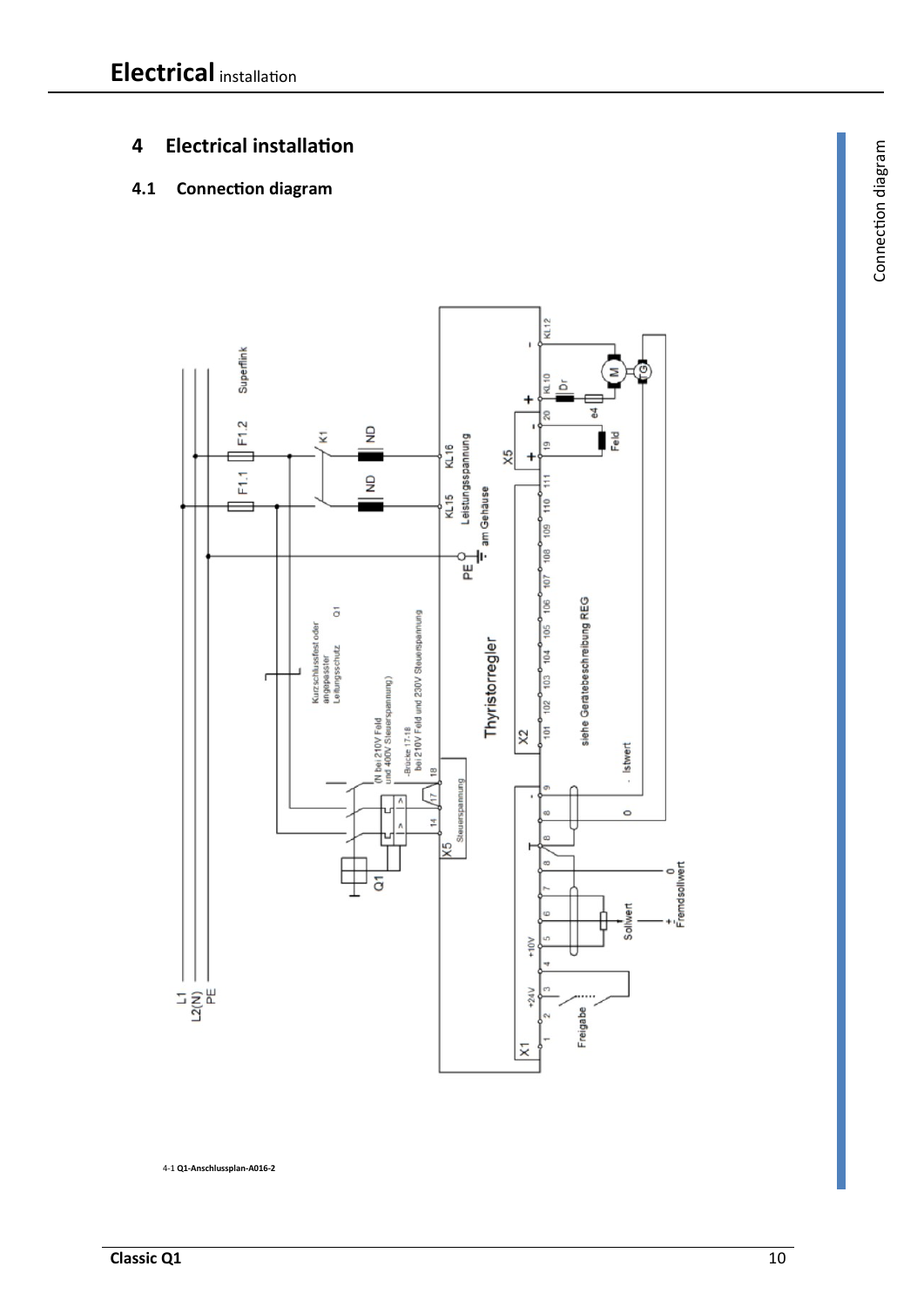# 4 Electrical installation

## 4.1 Connection diagram

4-1 **Q1-Anschlussplan-A016-2**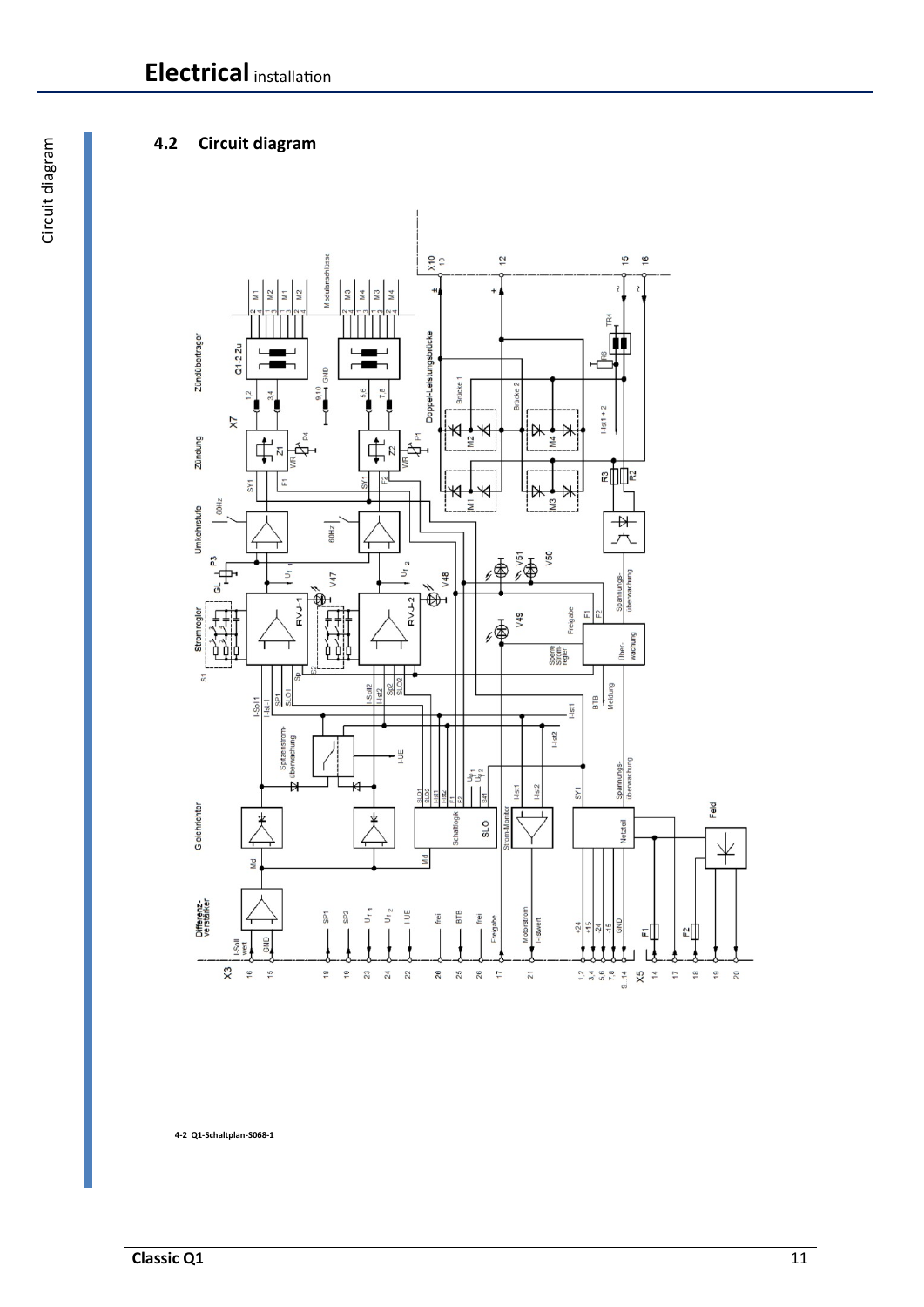## 4.2 Circuit diagram

4-2 Q1-Schaltplan-S068-1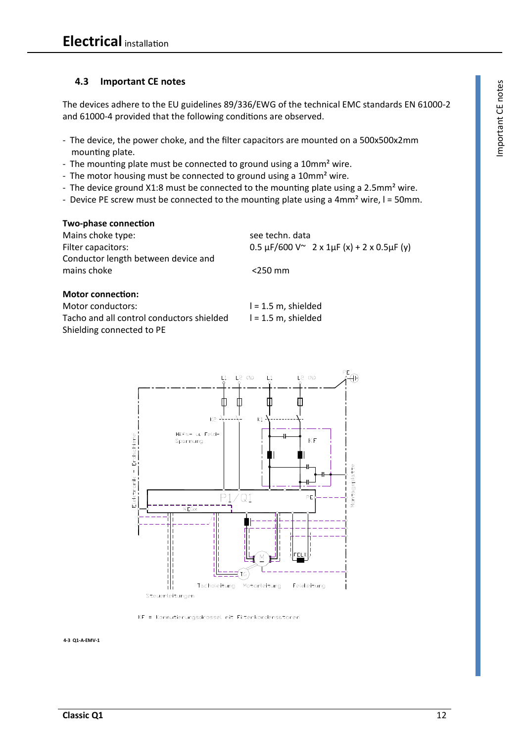## 4.3 Important CE notes

The devices adhere to the EU guidelines 89/336/EWG of the technical EMC standards EN 61000-2 and 61000-4 provided that the following conditions are observed.

- The device, the power choke, and the filter capacitors are mounted on a 500x500x2mm mounting plate.
- The mounting plate must be connected to ground using a 10mm² wire.
- The motor housing must be connected to ground using a 10mm² wire.
- The device ground X1:8 must be connected to the mounting plate using a 2.5mm² wire.
- Device PE screw must be connected to the mounting plate using a 4mm² wire, l = 50mm.

**Two-phase connection**

| | |
|---|---|
| Mains choke type: | see techn. data |
| Filter capacitors: | 0.5 µF/600 V~ 2 x 1µF (x) + 2 x 0.5µF (y) |
| Conductor length between device and mains choke | <250 mm |

**Motor connection:**

| | |
|---|---|
| Motor conductors: | l = 1.5 m, shielded |
| Tacho and all control conductors shielded | l = 1.5 m, shielded |
| Shielding connected to PE | |

KF = Kommutierungsdrossel mit Filterkondensatoren

4-3 Q1-A-EMV-1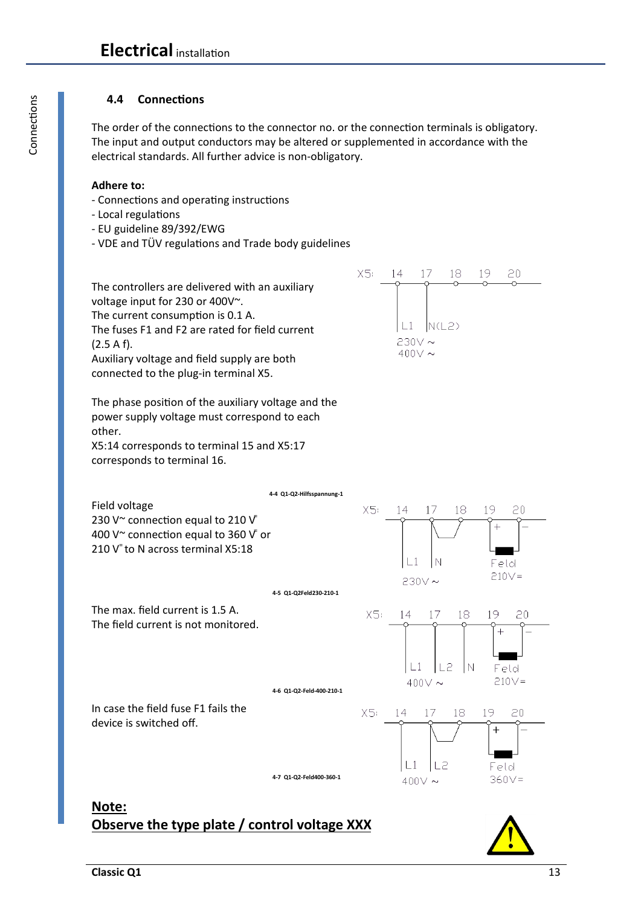## 4.4 Connections

The order of the connections to the connector no. or the connection terminals is obligatory. The input and output conductors may be altered or supplemented in accordance with the electrical standards. All further advice is non-obligatory.

**Adhere to:**

- Connections and operating instructions
- Local regulations
- EU guideline 89/392/EWG
- VDE and TÜV regulations and Trade body guidelines

The controllers are delivered with an auxiliary voltage input for 230 or 400V~.
The current consumption is 0.1 A.
The fuses F1 and F2 are rated for field current (2.5 A f).
Auxiliary voltage and field supply are both connected to the plug-in terminal X5.

The phase position of the auxiliary voltage and the power supply voltage must correspond to each other.
X5:14 corresponds to terminal 15 and X5:17 corresponds to terminal 16.

X5: 14 17 18 19 20 — L1, N(L2) — 230V ~ / 400V ~

4-4 Q1-Q2-Hilfsspannung-1

Field voltage
230 V~ connection equal to 210 V=
400 V~ connection equal to 360 V= or
210 V= to N across terminal X5:18

X5: 14 17 18 19 20 — L1, N — 230V ~ — + Feld − 210V=

4-5 Q1-Q2Feld230-210-1

The max. field current is 1.5 A.
The field current is not monitored.

X5: 14 17 18 19 20 — L1, L2, N — 400V ~ — + Feld − 210V=

4-6 Q1-Q2-Feld-400-210-1

In case the field fuse F1 fails the device is switched off.

X5: 14 17 18 19 20 — L1, L2 — 400V ~ — + Feld − 360V=

4-7 Q1-Q2-Feld400-360-1

**Note:**

**Observe the type plate / control voltage XXX**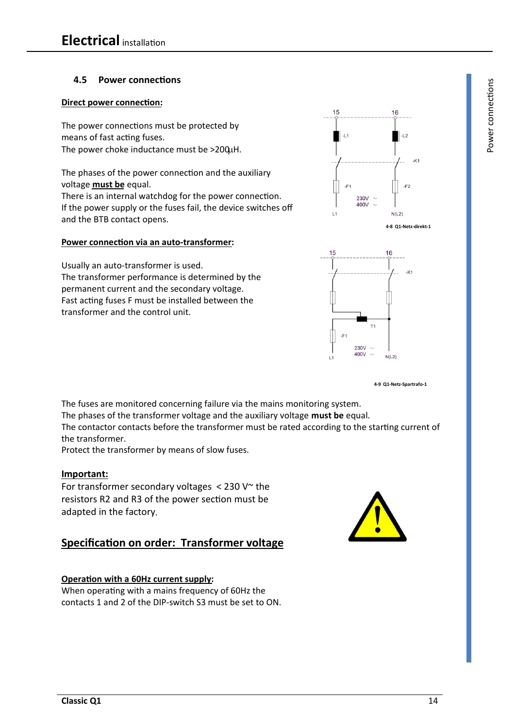## 4.5 Power connections

**Direct power connection:**

The power connections must be protected by means of fast acting fuses.
The power choke inductance must be >200µH.

The phases of the power connection and the auxiliary voltage **must be** equal.
There is an internal watchdog for the power connection.
If the power supply or the fuses fail, the device switches off and the BTB contact opens.

4-8 Q1-Netz-direkt-1

**Power connection via an auto-transformer:**

Usually an auto-transformer is used.
The transformer performance is determined by the permanent current and the secondary voltage.
Fast acting fuses F must be installed between the transformer and the control unit.

4-9 Q1-Netz-Spartrafo-1

The fuses are monitored concerning failure via the mains monitoring system.
The phases of the transformer voltage and the auxiliary voltage **must be** equal.
The contactor contacts before the transformer must be rated according to the starting current of the transformer.
Protect the transformer by means of slow fuses.

**Important:**
For transformer secondary voltages < 230 V~ the resistors R2 and R3 of the power section must be adapted in the factory.

## Specification on order: Transformer voltage

**Operation with a 60Hz current supply:**
When operating with a mains frequency of 60Hz the contacts 1 and 2 of the DIP-switch S3 must be set to ON.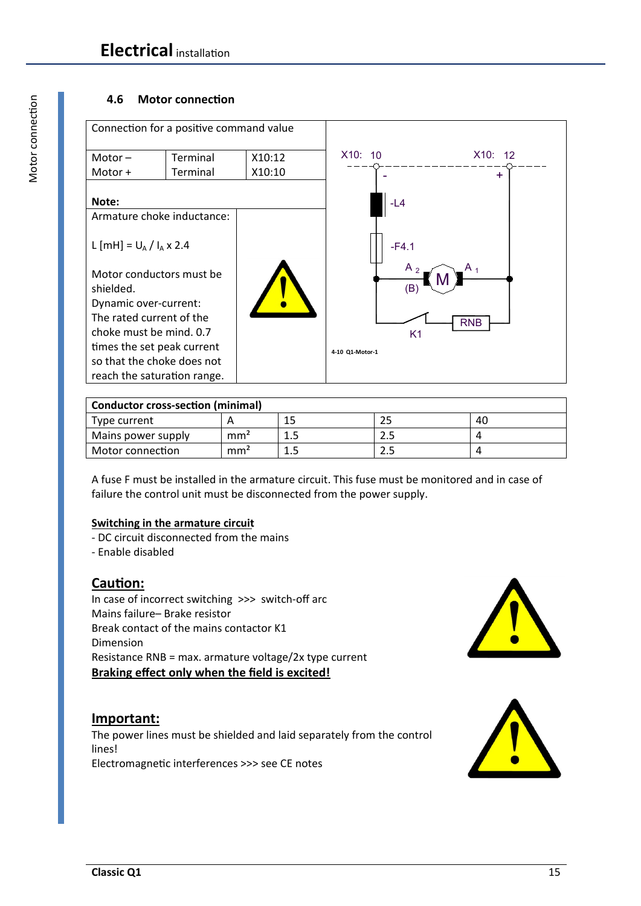## 4.6 Motor connection

| Connection for a positive command value | | |
|---|---|---|
| Motor – | Terminal | X10:12 |
| Motor + | Terminal | X10:10 |

**Note:**

Armature choke inductance:

L [mH] = $U_A$ / $I_A$ x 2.4

Motor conductors must be shielded.
Dynamic over-current:
The rated current of the choke must be mind. 0.7 times the set peak current so that the choke does not reach the saturation range.

4-10 Q1-Motor-1

| Conductor cross-section (minimal) | | | | |
|---|---|---|---|---|
| Type current | A | 15 | 25 | 40 |
| Mains power supply | mm² | 1.5 | 2.5 | 4 |
| Motor connection | mm² | 1.5 | 2.5 | 4 |

A fuse F must be installed in the armature circuit. This fuse must be monitored and in case of failure the control unit must be disconnected from the power supply.

**Switching in the armature circuit**

- DC circuit disconnected from the mains
- Enable disabled

### Caution:

In case of incorrect switching >>> switch-off arc
Mains failure– Brake resistor
Break contact of the mains contactor K1
Dimension
Resistance RNB = max. armature voltage/2x type current
**Braking effect only when the field is excited!**

### Important:

The power lines must be shielded and laid separately from the control lines!
Electromagnetic interferences >>> see CE notes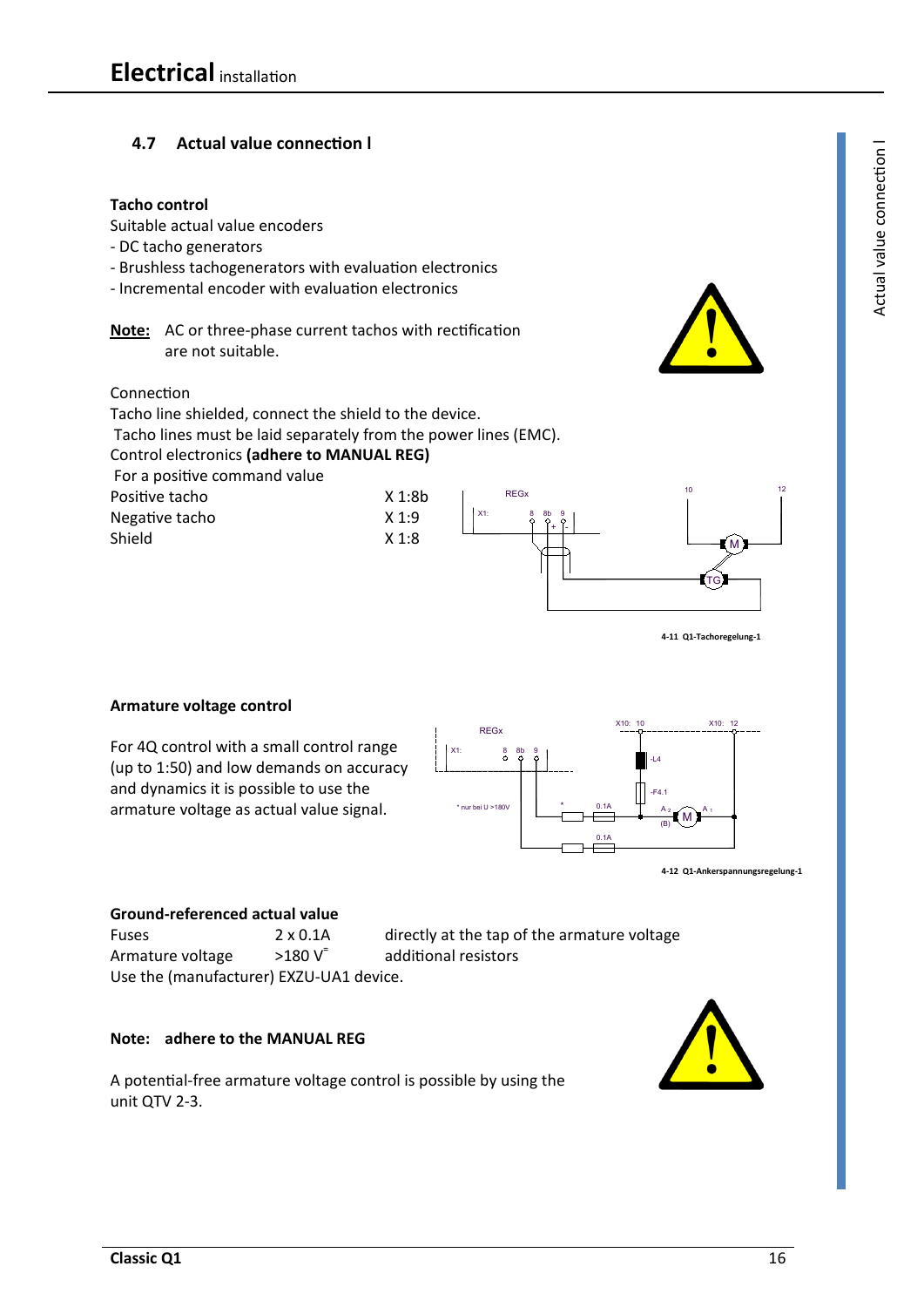## 4.7 Actual value connection I

**Tacho control**

Suitable actual value encoders

- DC tacho generators
- Brushless tachogenerators with evaluation electronics
- Incremental encoder with evaluation electronics

**Note:** AC or three-phase current tachos with rectification are not suitable.

Connection

Tacho line shielded, connect the shield to the device.

Tacho lines must be laid separately from the power lines (EMC).

Control electronics **(adhere to MANUAL REG)**

For a positive command value

| | |
|---|---|
| Positive tacho | X 1:8b |
| Negative tacho | X 1:9 |
| Shield | X 1:8 |

4-11 Q1-Tachoregelung-1

**Armature voltage control**

For 4Q control with a small control range (up to 1:50) and low demands on accuracy and dynamics it is possible to use the armature voltage as actual value signal.

4-12 Q1-Ankerspannungsregelung-1

**Ground-referenced actual value**

| | | |
|---|---|---|
| Fuses | 2 x 0.1A | directly at the tap of the armature voltage |
| Armature voltage | >180 V= | additional resistors |

Use the (manufacturer) EXZU-UA1 device.

**Note: adhere to the MANUAL REG**

A potential-free armature voltage control is possible by using the unit QTV 2-3.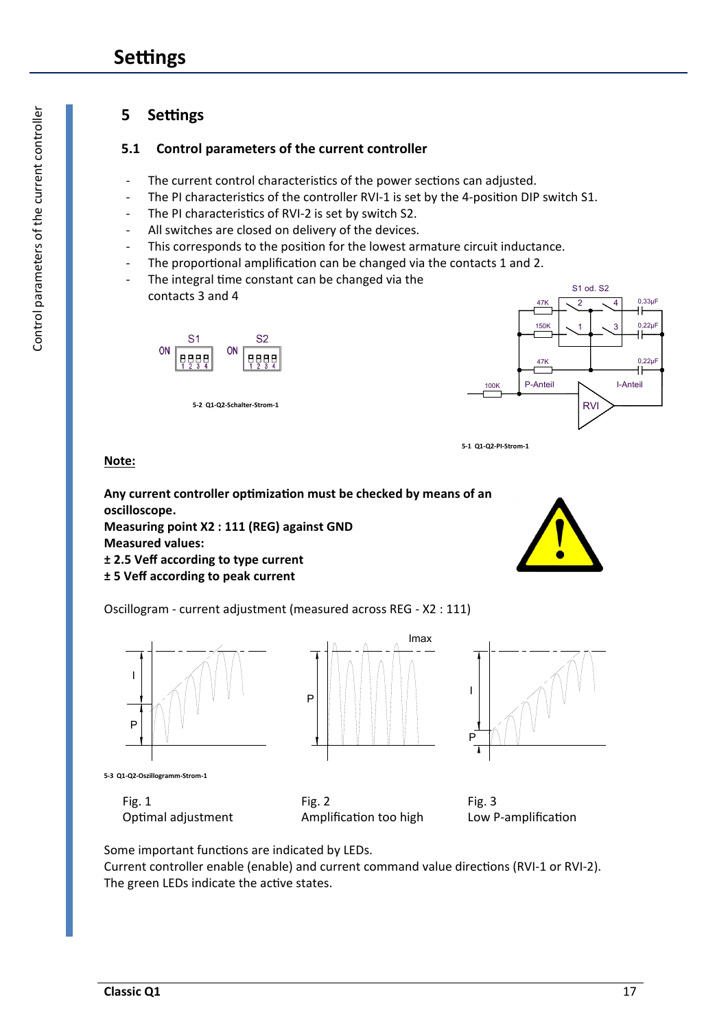# 5 Settings

## 5.1 Control parameters of the current controller

- The current control characteristics of the power sections can adjusted.
- The PI characteristics of the controller RVI-1 is set by the 4-position DIP switch S1.
- The PI characteristics of RVI-2 is set by switch S2.
- All switches are closed on delivery of the devices.
- This corresponds to the position for the lowest armature circuit inductance.
- The proportional amplification can be changed via the contacts 1 and 2.
- The integral time constant can be changed via the contacts 3 and 4

5-2 Q1-Q2-Schalter-Strom-1

5-1 Q1-Q2-PI-Strom-1

**Note:**

**Any current controller optimization must be checked by means of an oscilloscope.**
**Measuring point X2 : 111 (REG) against GND**
**Measured values:**
**± 2.5 Veff according to type current**
**± 5 Veff according to peak current**

Oscillogram - current adjustment (measured across REG - X2 : 111)

5-3 Q1-Q2-Oszillogramm-Strom-1

Fig. 1
Optimal adjustment

Fig. 2
Amplification too high

Fig. 3
Low P-amplification

Some important functions are indicated by LEDs.
Current controller enable (enable) and current command value directions (RVI-1 or RVI-2).
The green LEDs indicate the active states.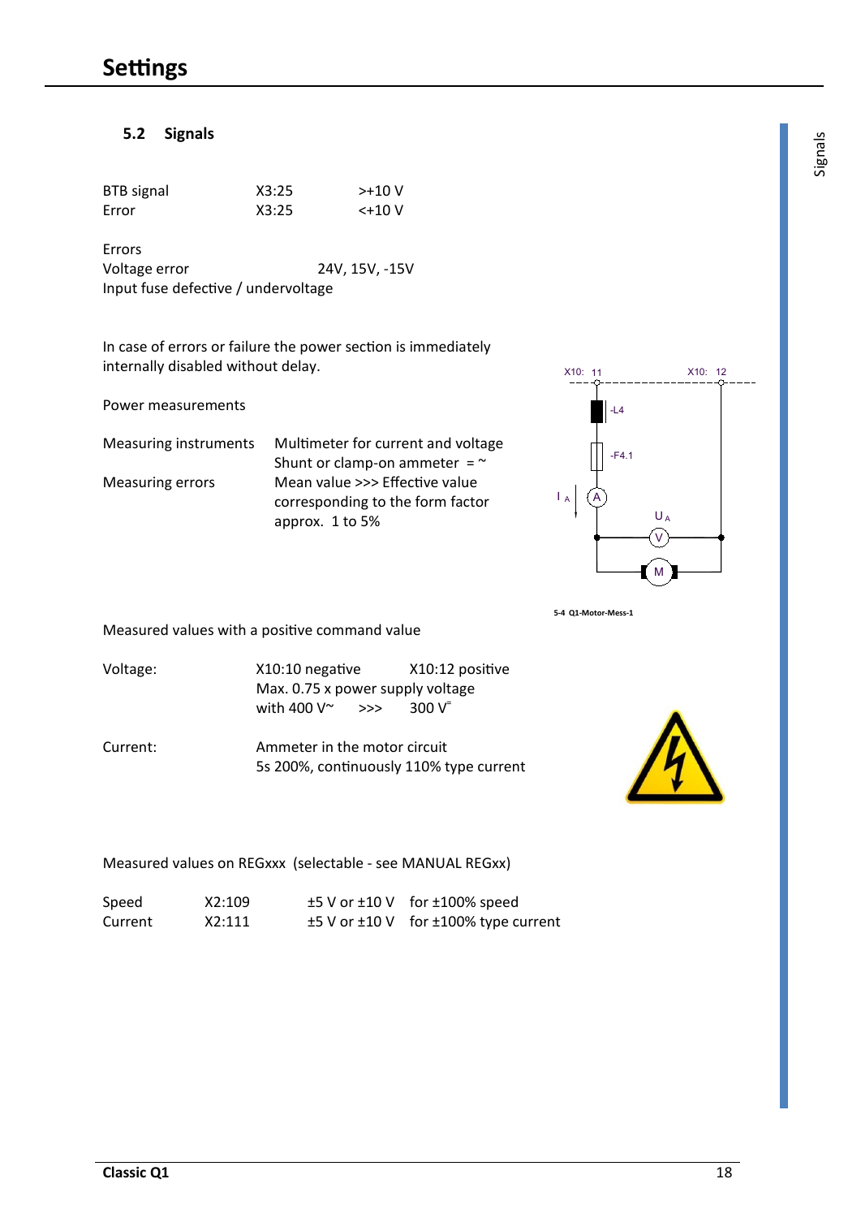## 5.2 Signals

| | | |
|---|---|---|
| BTB signal | X3:25 | >+10 V |
| Error | X3:25 | <+10 V |

Errors

Voltage error 24V, 15V, -15V

Input fuse defective / undervoltage

In case of errors or failure the power section is immediately internally disabled without delay.

Power measurements

| | |
|---|---|
| Measuring instruments | Multimeter for current and voltage<br>Shunt or clamp-on ammeter = ~ |
| Measuring errors | Mean value >>> Effective value corresponding to the form factor approx. 1 to 5% |

5-4 Q1-Motor-Mess-1

Measured values with a positive command value

Voltage: X10:10 negative X10:12 positive

Max. 0.75 x power supply voltage

with 400 V~ >>> 300 V⁼

Current: Ammeter in the motor circuit

5s 200%, continuously 110% type current

Measured values on REGxxx (selectable - see MANUAL REGxx)

| | | | |
|---|---|---|---|
| Speed | X2:109 | ±5 V or ±10 V | for ±100% speed |
| Current | X2:111 | ±5 V or ±10 V | for ±100% type current |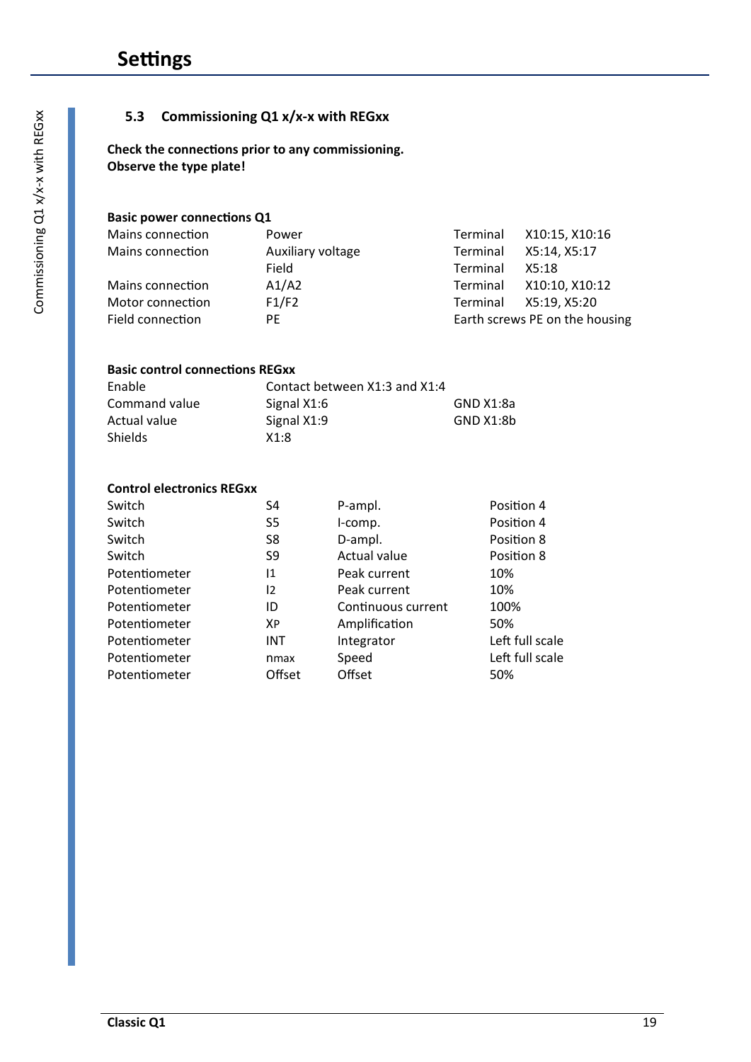# Settings

### 5.3 Commissioning Q1 x/x-x with REGxx

**Check the connections prior to any commissioning.**
**Observe the type plate!**

**Basic power connections Q1**

| | | | |
|---|---|---|---|
| Mains connection | Power | Terminal | X10:15, X10:16 |
| Mains connection | Auxiliary voltage | Terminal | X5:14, X5:17 |
| | Field | Terminal | X5:18 |
| Mains connection | A1/A2 | Terminal | X10:10, X10:12 |
| Motor connection | F1/F2 | Terminal | X5:19, X5:20 |
| Field connection | PE | Earth screws PE on the housing | |

**Basic control connections REGxx**

| | | |
|---|---|---|
| Enable | Contact between X1:3 and X1:4 | |
| Command value | Signal X1:6 | GND X1:8a |
| Actual value | Signal X1:9 | GND X1:8b |
| Shields | X1:8 | |

**Control electronics REGxx**

| | | | |
|---|---|---|---|
| Switch | S4 | P-ampl. | Position 4 |
| Switch | S5 | I-comp. | Position 4 |
| Switch | S8 | D-ampl. | Position 8 |
| Switch | S9 | Actual value | Position 8 |
| Potentiometer | I1 | Peak current | 10% |
| Potentiometer | I2 | Peak current | 10% |
| Potentiometer | ID | Continuous current | 100% |
| Potentiometer | XP | Amplification | 50% |
| Potentiometer | INT | Integrator | Left full scale |
| Potentiometer | nmax | Speed | Left full scale |
| Potentiometer | Offset | Offset | 50% |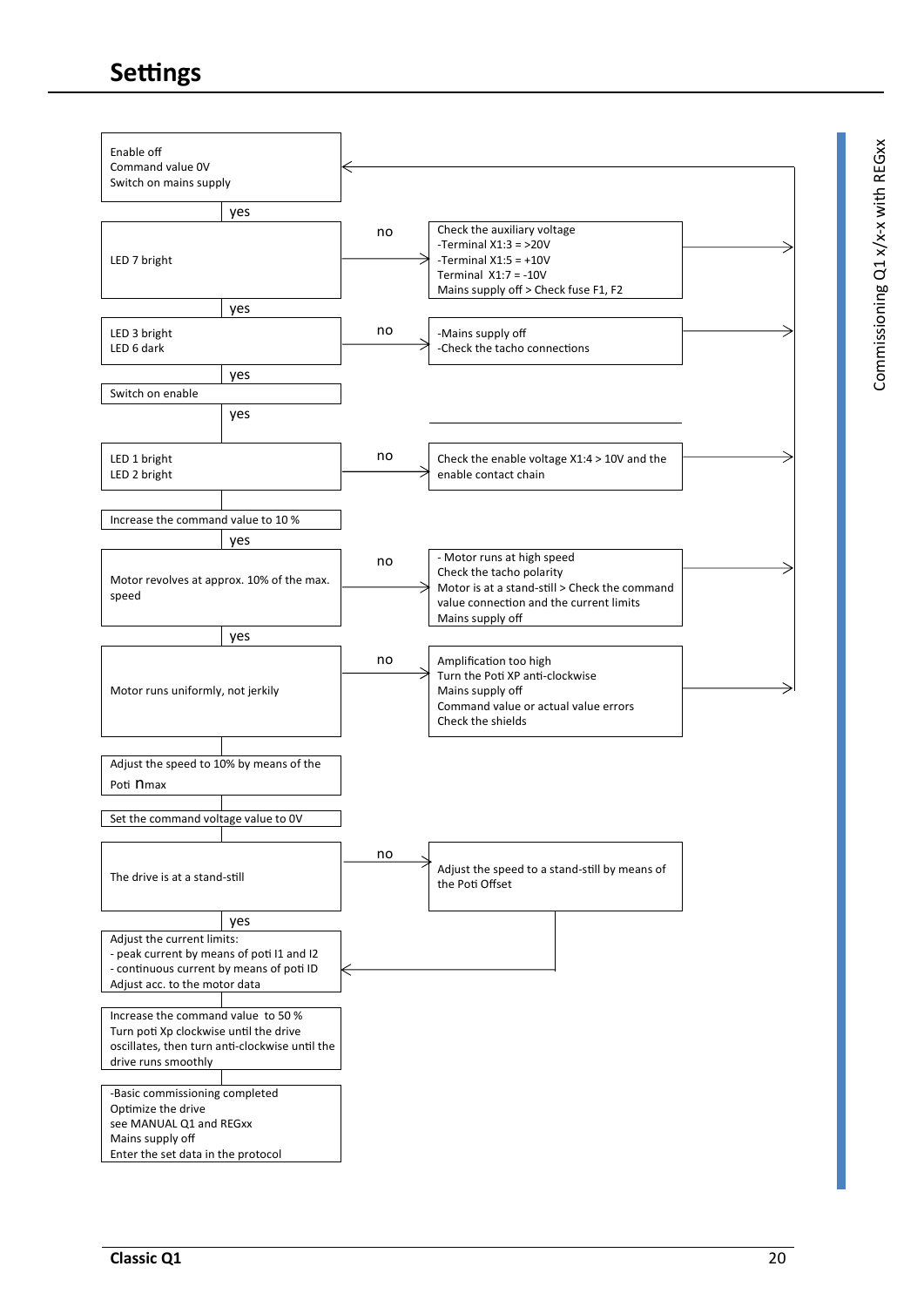# Settings

Commissioning Q1 x/x-x with REGxx

Enable off
Command value 0V
Switch on mains supply

yes

LED 7 bright — **no** → Check the auxiliary voltage
-Terminal X1:3 = >20V
-Terminal X1:5 = +10V
Terminal X1:7 = -10V
Mains supply off > Check fuse F1, F2

yes

LED 3 bright
LED 6 dark — **no** → -Mains supply off
-Check the tacho connections

yes

Switch on enable

yes

LED 1 bright
LED 2 bright — **no** → Check the enable voltage X1:4 > 10V and the enable contact chain

Increase the command value to 10 %

yes

Motor revolves at approx. 10% of the max. speed — **no** → - Motor runs at high speed
Check the tacho polarity
Motor is at a stand-still > Check the command value connection and the current limits
Mains supply off

yes

Motor runs uniformly, not jerkily — **no** → Amplification too high
Turn the Poti XP anti-clockwise
Mains supply off
Command value or actual value errors
Check the shields

Adjust the speed to 10% by means of the Poti nmax

Set the command voltage value to 0V

The drive is at a stand-still — **no** → Adjust the speed to a stand-still by means of the Poti Offset

yes

Adjust the current limits:
- peak current by means of poti I1 and I2
- continuous current by means of poti ID
Adjust acc. to the motor data

Increase the command value to 50 %
Turn poti Xp clockwise until the drive oscillates, then turn anti-clockwise until the drive runs smoothly

-Basic commissioning completed
Optimize the drive
see MANUAL Q1 and REGxx
Mains supply off
Enter the set data in the protocol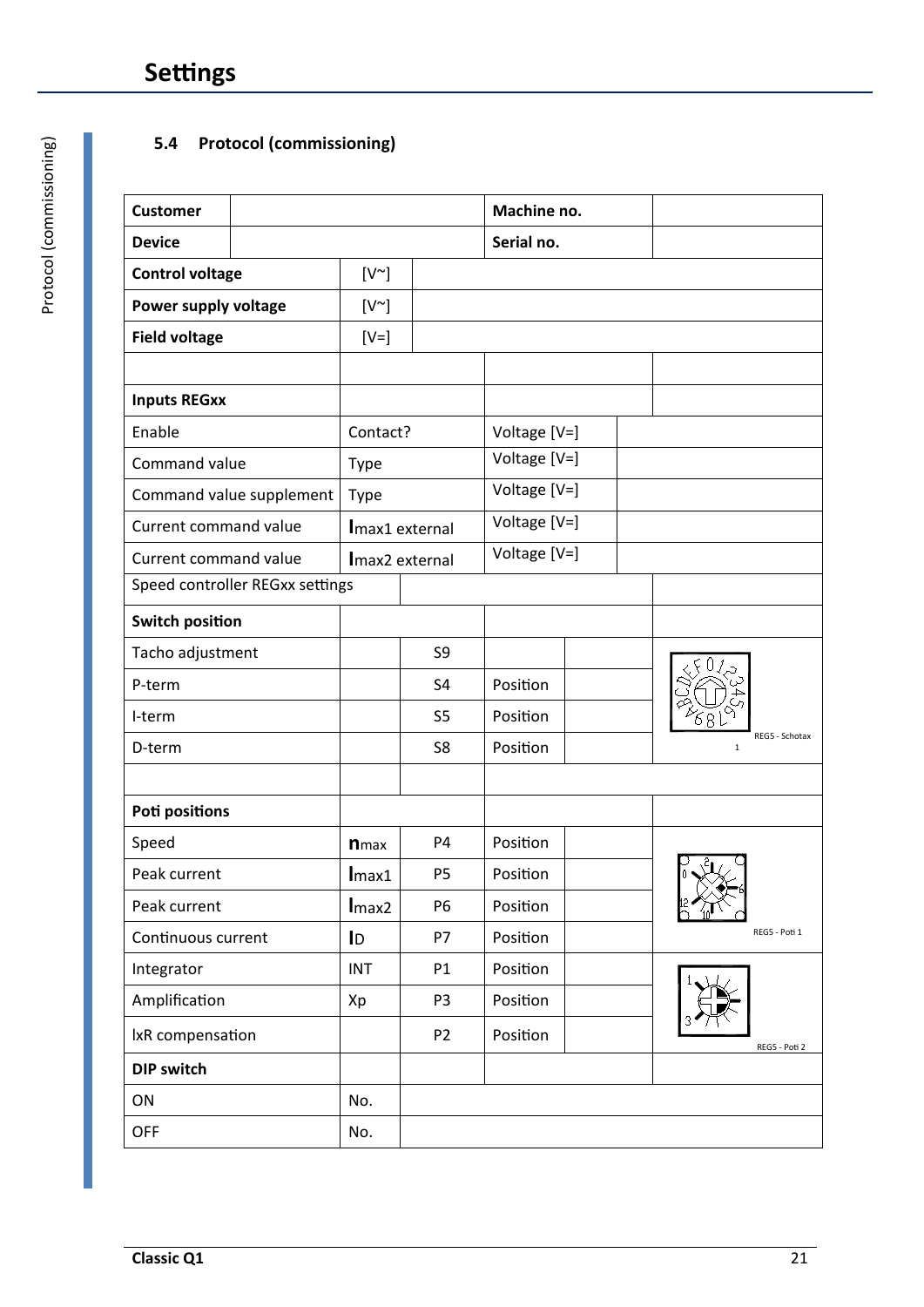## 5.4 Protocol (commissioning)

| **Customer** | | | | **Machine no.** | | |
|---|---|---|---|---|---|---|
| **Device** | | | | **Serial no.** | | |
| **Control voltage** | [V~] | | | | | |
| **Power supply voltage** | [V~] | | | | | |
| **Field voltage** | [V=] | | | | | |
| | | | | | | |
| **Inputs REGxx** | | | | | | |
| Enable | Contact? | | | Voltage [V=] | | |
| Command value | Type | | | Voltage [V=] | | |
| Command value supplement | Type | | | Voltage [V=] | | |
| Current command value | $I_{max1}$ external | | | Voltage [V=] | | |
| Current command value | $I_{max2}$ external | | | Voltage [V=] | | |
| Speed controller REGxx settings | | | | | | |
| **Switch position** | | | | | | |
| Tacho adjustment | | S9 | | | | REG5 - Schotax 1 |
| P-term | | S4 | | Position | | |
| I-term | | S5 | | Position | | |
| D-term | | S8 | | Position | | |
| | | | | | | |
| **Poti positions** | | | | | | |
| Speed | $n_{max}$ | P4 | | Position | | REG5 - Poti 1 |
| Peak current | $I_{max1}$ | P5 | | Position | | |
| Peak current | $I_{max2}$ | P6 | | Position | | |
| Continuous current | $I_D$ | P7 | | Position | | |
| Integrator | INT | P1 | | Position | | REG5 - Poti 2 |
| Amplification | Xp | P3 | | Position | | |
| IxR compensation | | P2 | | Position | | |
| **DIP switch** | | | | | | |
| ON | No. | | | | | |
| OFF | No. | | | | | |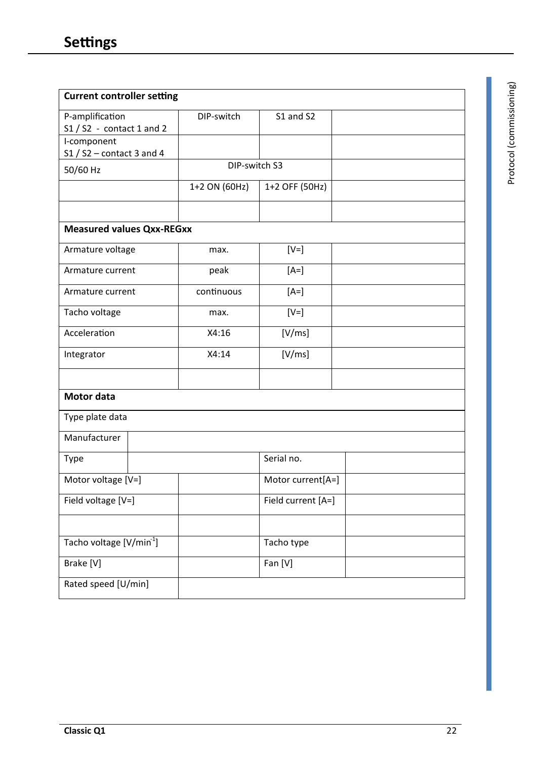# Settings

| Current controller setting | | | |
|---|---|---|---|
| P-amplification<br>S1 / S2 - contact 1 and 2 | DIP-switch | S1 and S2 | |
| I-component<br>S1 / S2 – contact 3 and 4 | | | |
| 50/60 Hz | DIP-switch S3 | | |
| | 1+2 ON (60Hz) | 1+2 OFF (50Hz) | |
| | | | |
| **Measured values Qxx-REGxx** | | | |
| Armature voltage | max. | [V=] | |
| Armature current | peak | [A=] | |
| Armature current | continuous | [A=] | |
| Tacho voltage | max. | [V=] | |
| Acceleration | X4:16 | [V/ms] | |
| Integrator | X4:14 | [V/ms] | |
| | | | |

| Motor data | | | |
|---|---|---|---|
| Type plate data | | | |
| Manufacturer | | | |
| Type | | Serial no. | |
| Motor voltage [V=] | | Motor current[A=] | |
| Field voltage [V=] | | Field current [A=] | |
| | | | |
| Tacho voltage [V/min$^{-1}$] | | Tacho type | |
| Brake [V] | | Fan [V] | |
| Rated speed [U/min] | | | |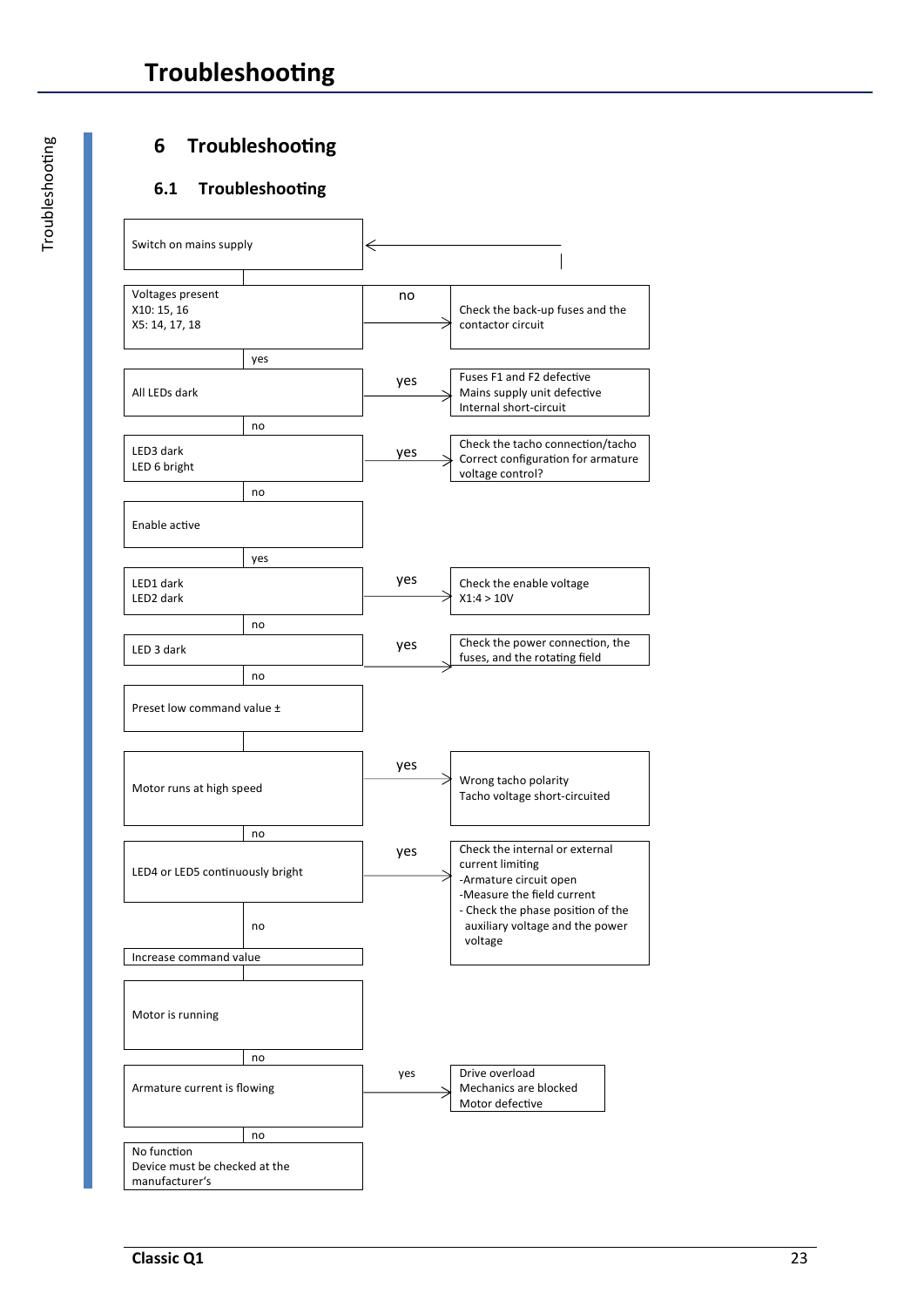# 6 Troubleshooting

## 6.1 Troubleshooting

| Step | Condition / Action | Result | Check / Cause |
|---|---|---|---|
| 1 | Switch on mains supply | | |
| 2 | Voltages present X10: 15, 16 X5: 14, 17, 18 | no | Check the back-up fuses and the contactor circuit |
| | | yes | continue |
| 3 | All LEDs dark | yes | Fuses F1 and F2 defective Mains supply unit defective Internal short-circuit |
| | | no | continue |
| 4 | LED3 dark LED 6 bright | yes | Check the tacho connection/tacho Correct configuration for armature voltage control? |
| | | no | continue |
| 5 | Enable active | yes | continue |
| 6 | LED1 dark LED2 dark | yes | Check the enable voltage X1:4 > 10V |
| | | no | continue |
| 7 | LED 3 dark | yes | Check the power connection, the fuses, and the rotating field |
| | | no | continue |
| 8 | Preset low command value ± | | continue |
| 9 | Motor runs at high speed | yes | Wrong tacho polarity Tacho voltage short-circuited |
| | | no | continue |
| 10 | LED4 or LED5 continuously bright | yes | Check the internal or external current limiting -Armature circuit open -Measure the field current - Check the phase position of the auxiliary voltage and the power voltage |
| | | no | continue |
| 11 | Increase command value | | continue |
| 12 | Motor is running | no | continue |
| 13 | Armature current is flowing | yes | Drive overload Mechanics are blocked Motor defective |
| | | no | continue |
| 14 | No function Device must be checked at the manufacturer's | | |

After the corrective measures: return to "Switch on mains supply".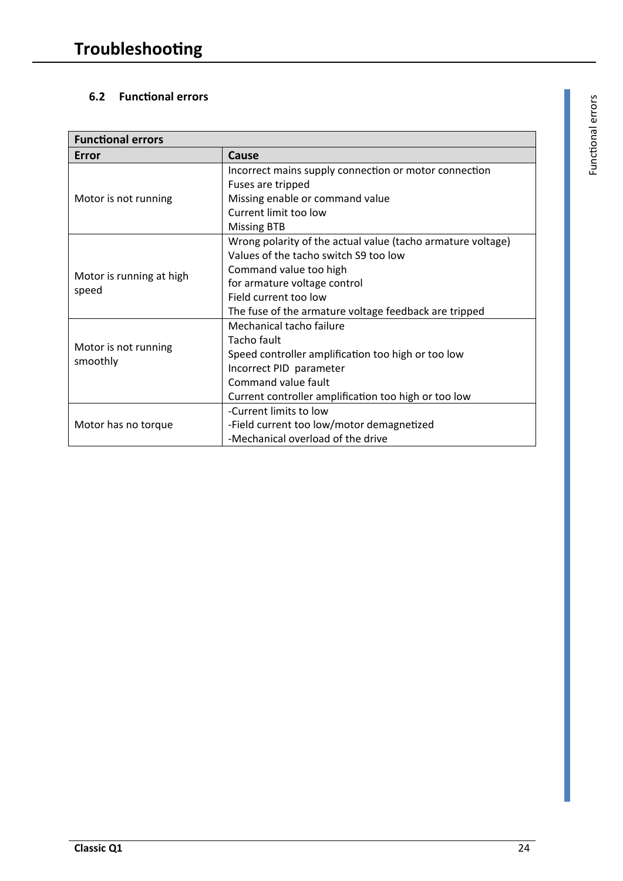# Troubleshooting

### 6.2 Functional errors

| Functional errors | |
|---|---|
| **Error** | **Cause** |
| Motor is not running | Incorrect mains supply connection or motor connection<br>Fuses are tripped<br>Missing enable or command value<br>Current limit too low<br>Missing BTB |
| Motor is running at high speed | Wrong polarity of the actual value (tacho armature voltage)<br>Values of the tacho switch S9 too low<br>Command value too high<br>for armature voltage control<br>Field current too low<br>The fuse of the armature voltage feedback are tripped |
| Motor is not running smoothly | Mechanical tacho failure<br>Tacho fault<br>Speed controller amplification too high or too low<br>Incorrect PID parameter<br>Command value fault<br>Current controller amplification too high or too low |
| Motor has no torque | -Current limits to low<br>-Field current too low/motor demagnetized<br>-Mechanical overload of the drive |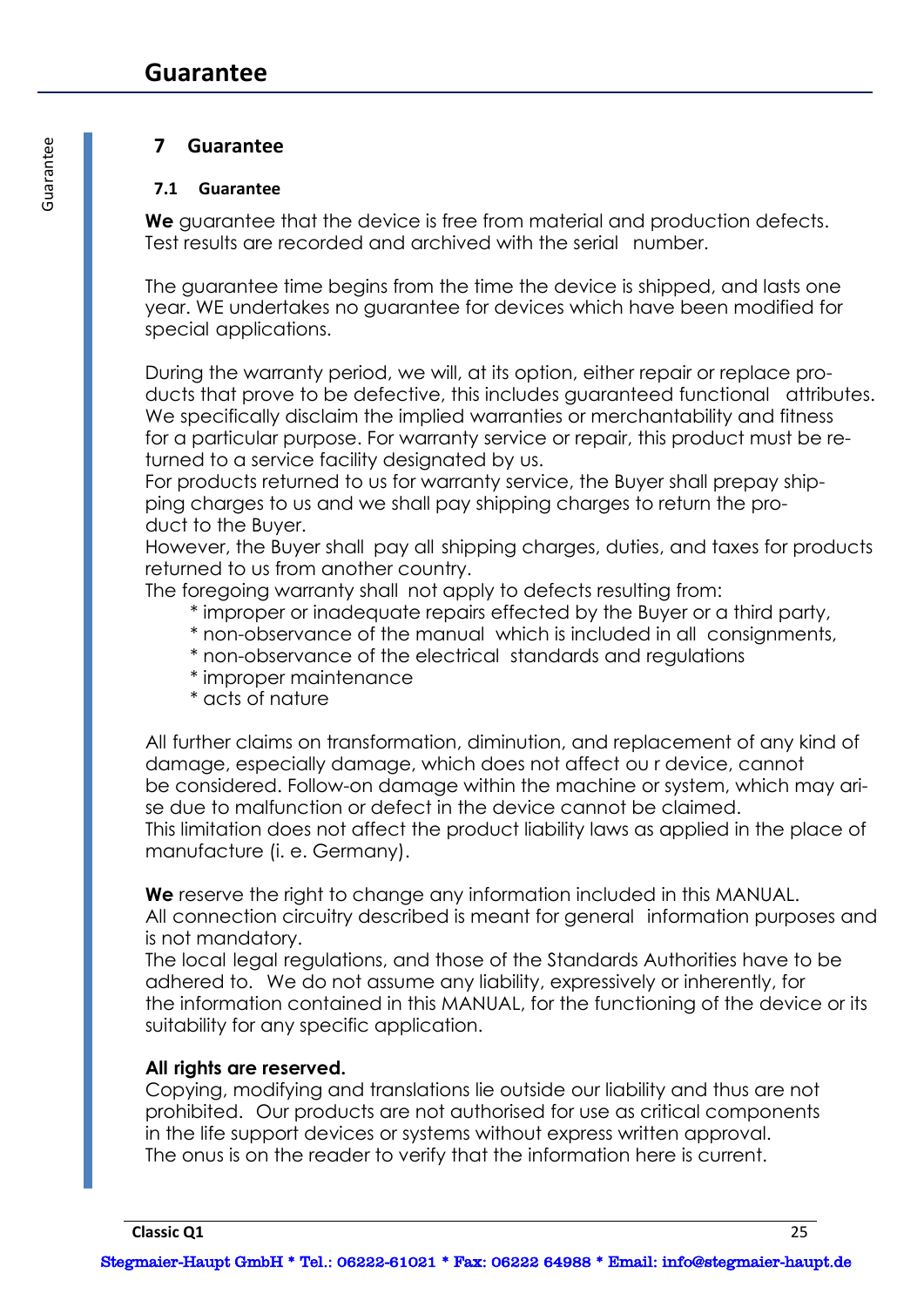## 7 Guarantee

### 7.1 Guarantee

**We** guarantee that the device is free from material and production defects. Test results are recorded and archived with the serial number.

The guarantee time begins from the time the device is shipped, and lasts one year. WE undertakes no guarantee for devices which have been modified for special applications.

During the warranty period, we will, at its option, either repair or replace products that prove to be defective, this includes guaranteed functional attributes. We specifically disclaim the implied warranties or merchantability and fitness for a particular purpose. For warranty service or repair, this product must be returned to a service facility designated by us.
For products returned to us for warranty service, the Buyer shall prepay shipping charges to us and we shall pay shipping charges to return the product to the Buyer.
However, the Buyer shall pay all shipping charges, duties, and taxes for products returned to us from another country.
The foregoing warranty shall not apply to defects resulting from:

* improper or inadequate repairs effected by the Buyer or a third party,
* non-observance of the manual which is included in all consignments,
* non-observance of the electrical standards and regulations
* improper maintenance
* acts of nature

All further claims on transformation, diminution, and replacement of any kind of damage, especially damage, which does not affect ou r device, cannot be considered. Follow-on damage within the machine or system, which may arise due to malfunction or defect in the device cannot be claimed.
This limitation does not affect the product liability laws as applied in the place of manufacture (i. e. Germany).

**We** reserve the right to change any information included in this MANUAL.
All connection circuitry described is meant for general information purposes and is not mandatory.
The local legal regulations, and those of the Standards Authorities have to be adhered to. We do not assume any liability, expressively or inherently, for the information contained in this MANUAL, for the functioning of the device or its suitability for any specific application.

**All rights are reserved.**
Copying, modifying and translations lie outside our liability and thus are not prohibited. Our products are not authorised for use as critical components in the life support devices or systems without express written approval.
The onus is on the reader to verify that the information here is current.